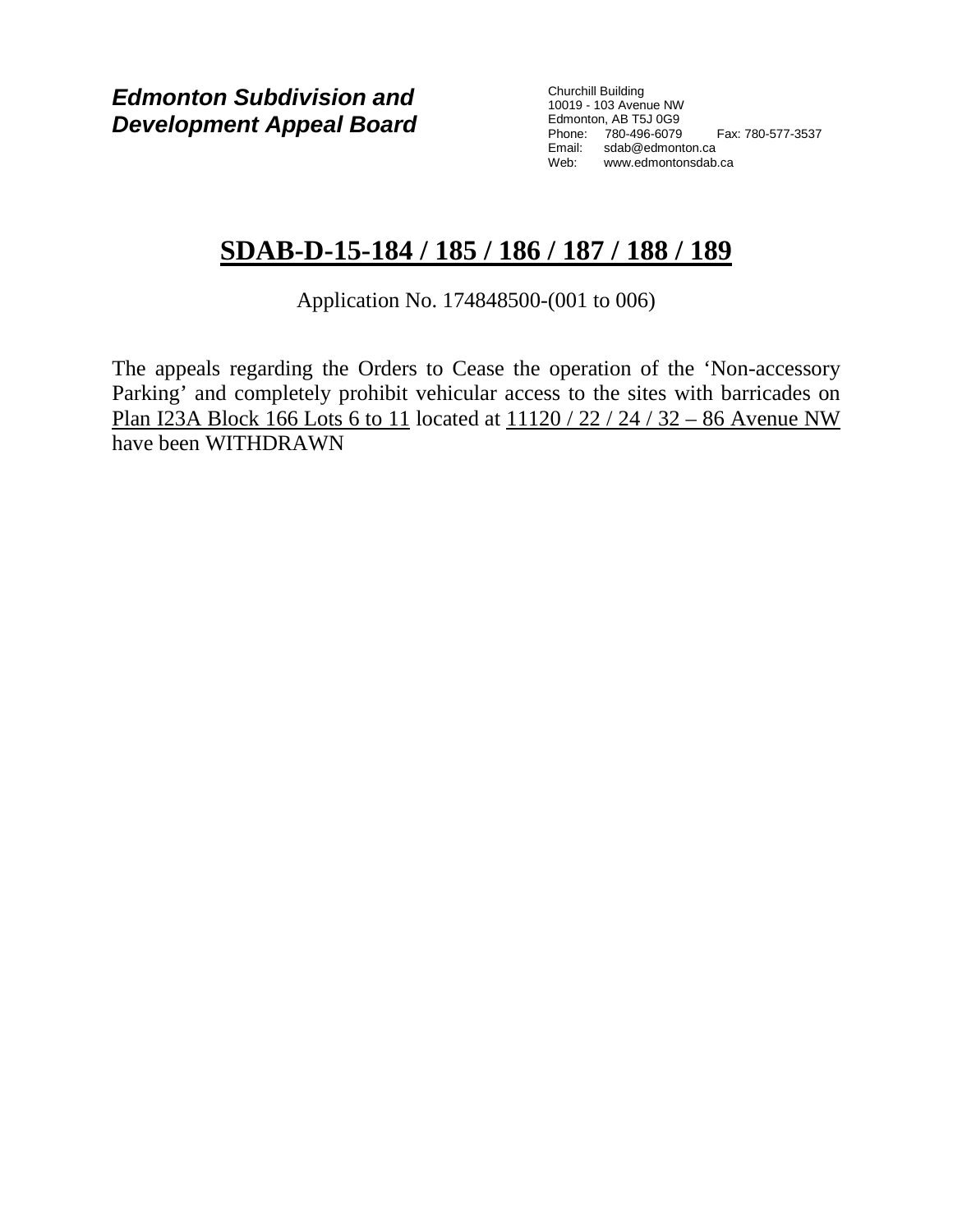***Edmonton Subdivision and Development Appeal Board***

Churchill Building
10019 - 103 Avenue NW
Edmonton, AB T5J 0G9
Phone: 780-496-6079 Fax: 780-577-3537
Email: sdab@edmonton.ca
Web: www.edmontonsdab.ca

# SDAB-D-15-184 / 185 / 186 / 187 / 188 / 189

Application No. 174848500-(001 to 006)

The appeals regarding the Orders to Cease the operation of the 'Non-accessory Parking' and completely prohibit vehicular access to the sites with barricades on Plan I23A Block 166 Lots 6 to 11 located at 11120 / 22 / 24 / 32 – 86 Avenue NW have been WITHDRAWN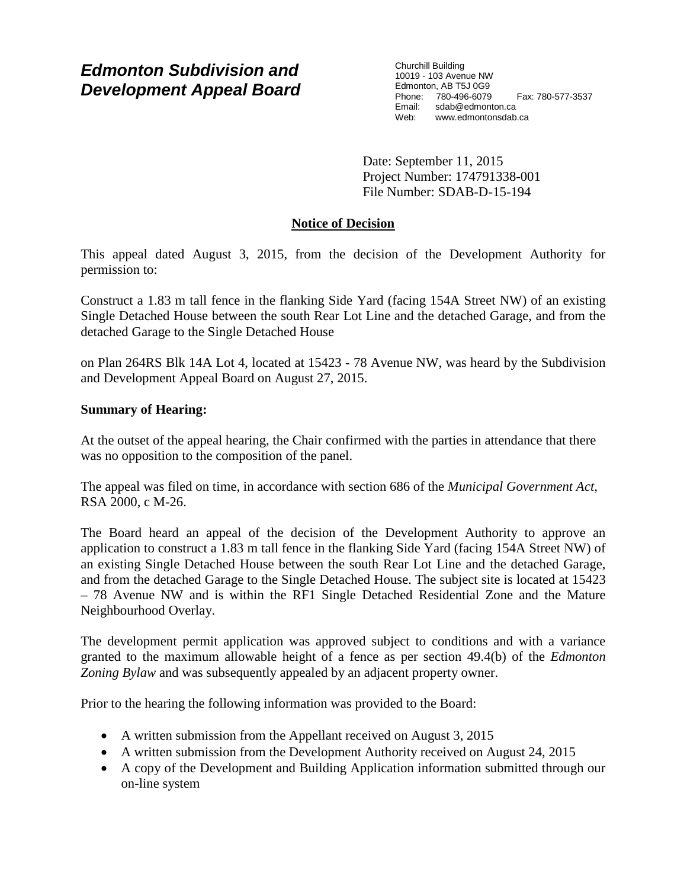# *Edmonton Subdivision and Development Appeal Board*

Churchill Building
10019 - 103 Avenue NW
Edmonton, AB T5J 0G9
Phone: 780-496-6079 Fax: 780-577-3537
Email: sdab@edmonton.ca
Web: www.edmontonsdab.ca

Date: September 11, 2015
Project Number: 174791338-001
File Number: SDAB-D-15-194

## Notice of Decision

This appeal dated August 3, 2015, from the decision of the Development Authority for permission to:

Construct a 1.83 m tall fence in the flanking Side Yard (facing 154A Street NW) of an existing Single Detached House between the south Rear Lot Line and the detached Garage, and from the detached Garage to the Single Detached House

on Plan 264RS Blk 14A Lot 4, located at 15423 - 78 Avenue NW, was heard by the Subdivision and Development Appeal Board on August 27, 2015.

**Summary of Hearing:**

At the outset of the appeal hearing, the Chair confirmed with the parties in attendance that there was no opposition to the composition of the panel.

The appeal was filed on time, in accordance with section 686 of the *Municipal Government Act*, RSA 2000, c M-26.

The Board heard an appeal of the decision of the Development Authority to approve an application to construct a 1.83 m tall fence in the flanking Side Yard (facing 154A Street NW) of an existing Single Detached House between the south Rear Lot Line and the detached Garage, and from the detached Garage to the Single Detached House. The subject site is located at 15423 – 78 Avenue NW and is within the RF1 Single Detached Residential Zone and the Mature Neighbourhood Overlay.

The development permit application was approved subject to conditions and with a variance granted to the maximum allowable height of a fence as per section 49.4(b) of the *Edmonton Zoning Bylaw* and was subsequently appealed by an adjacent property owner.

Prior to the hearing the following information was provided to the Board:

- A written submission from the Appellant received on August 3, 2015
- A written submission from the Development Authority received on August 24, 2015
- A copy of the Development and Building Application information submitted through our on-line system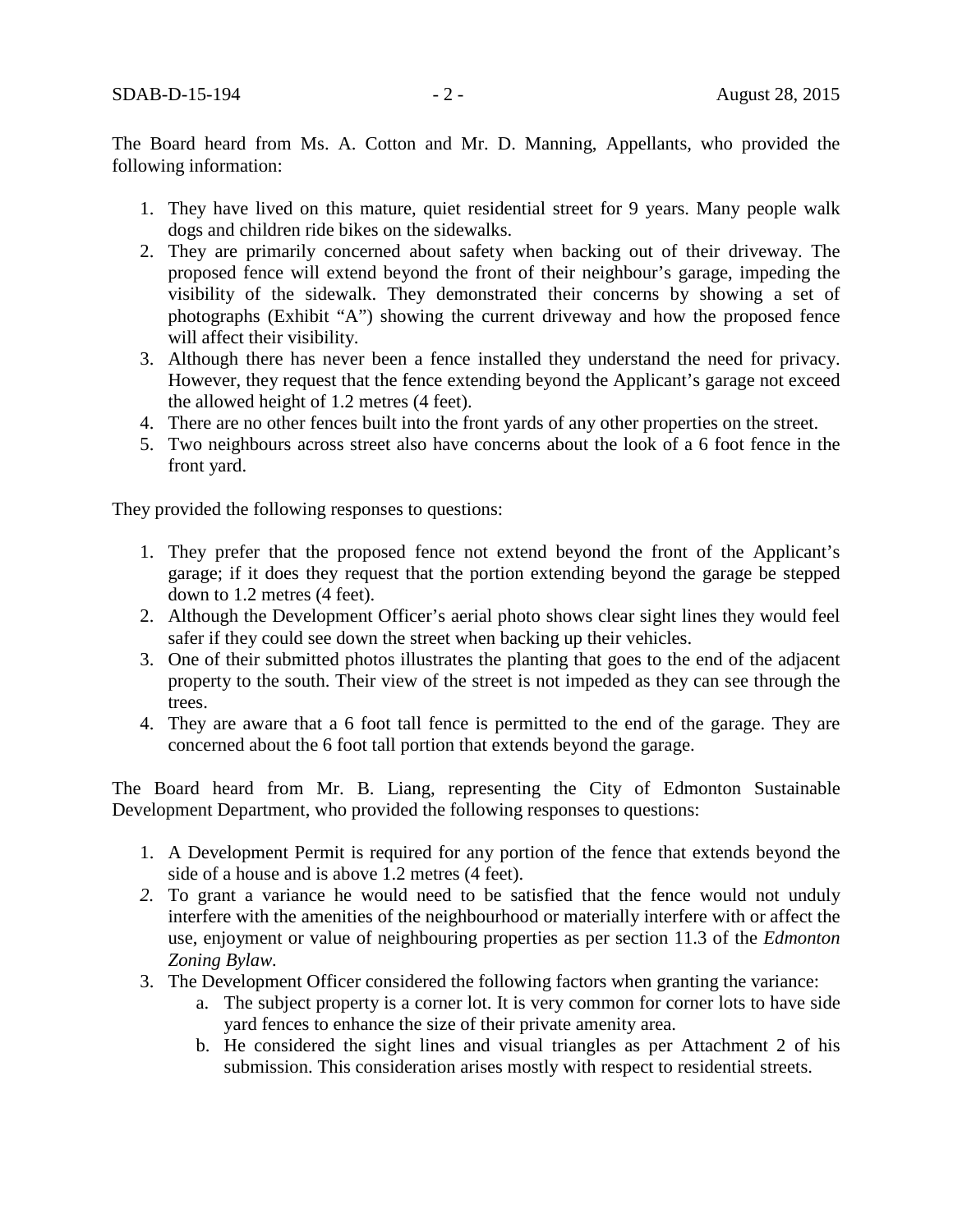The Board heard from Ms. A. Cotton and Mr. D. Manning, Appellants, who provided the following information:

1. They have lived on this mature, quiet residential street for 9 years. Many people walk dogs and children ride bikes on the sidewalks.
2. They are primarily concerned about safety when backing out of their driveway. The proposed fence will extend beyond the front of their neighbour's garage, impeding the visibility of the sidewalk. They demonstrated their concerns by showing a set of photographs (Exhibit "A") showing the current driveway and how the proposed fence will affect their visibility.
3. Although there has never been a fence installed they understand the need for privacy. However, they request that the fence extending beyond the Applicant's garage not exceed the allowed height of 1.2 metres (4 feet).
4. There are no other fences built into the front yards of any other properties on the street.
5. Two neighbours across street also have concerns about the look of a 6 foot fence in the front yard.

They provided the following responses to questions:

1. They prefer that the proposed fence not extend beyond the front of the Applicant's garage; if it does they request that the portion extending beyond the garage be stepped down to 1.2 metres (4 feet).
2. Although the Development Officer's aerial photo shows clear sight lines they would feel safer if they could see down the street when backing up their vehicles.
3. One of their submitted photos illustrates the planting that goes to the end of the adjacent property to the south. Their view of the street is not impeded as they can see through the trees.
4. They are aware that a 6 foot tall fence is permitted to the end of the garage. They are concerned about the 6 foot tall portion that extends beyond the garage.

The Board heard from Mr. B. Liang, representing the City of Edmonton Sustainable Development Department, who provided the following responses to questions:

1. A Development Permit is required for any portion of the fence that extends beyond the side of a house and is above 1.2 metres (4 feet).
2. To grant a variance he would need to be satisfied that the fence would not unduly interfere with the amenities of the neighbourhood or materially interfere with or affect the use, enjoyment or value of neighbouring properties as per section 11.3 of the *Edmonton Zoning Bylaw.*
3. The Development Officer considered the following factors when granting the variance:
    a. The subject property is a corner lot. It is very common for corner lots to have side yard fences to enhance the size of their private amenity area.
    b. He considered the sight lines and visual triangles as per Attachment 2 of his submission. This consideration arises mostly with respect to residential streets.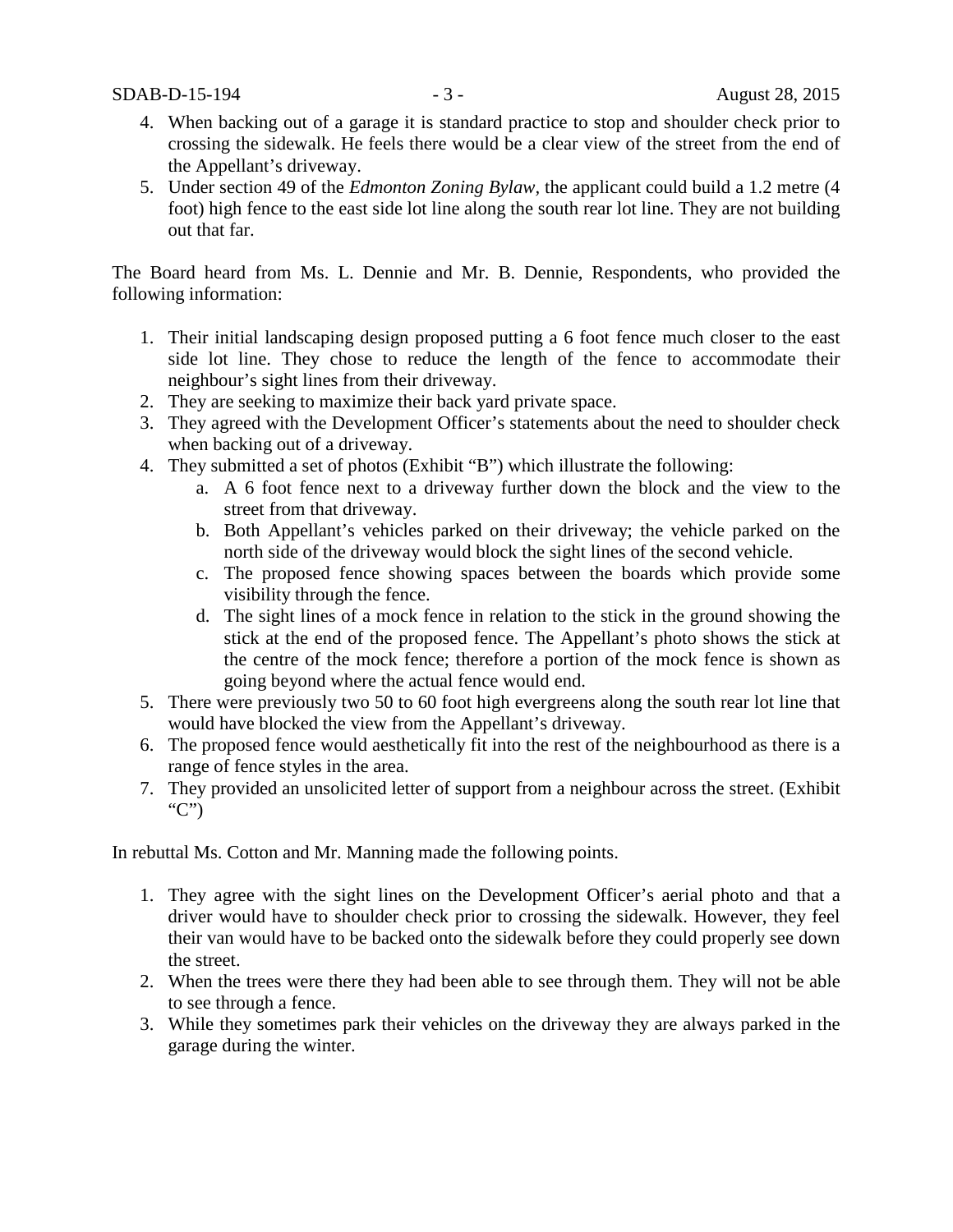4. When backing out of a garage it is standard practice to stop and shoulder check prior to crossing the sidewalk. He feels there would be a clear view of the street from the end of the Appellant's driveway.
5. Under section 49 of the *Edmonton Zoning Bylaw*, the applicant could build a 1.2 metre (4 foot) high fence to the east side lot line along the south rear lot line. They are not building out that far.

The Board heard from Ms. L. Dennie and Mr. B. Dennie, Respondents, who provided the following information:

1. Their initial landscaping design proposed putting a 6 foot fence much closer to the east side lot line. They chose to reduce the length of the fence to accommodate their neighbour's sight lines from their driveway.
2. They are seeking to maximize their back yard private space.
3. They agreed with the Development Officer's statements about the need to shoulder check when backing out of a driveway.
4. They submitted a set of photos (Exhibit "B") which illustrate the following:
   a. A 6 foot fence next to a driveway further down the block and the view to the street from that driveway.
   b. Both Appellant's vehicles parked on their driveway; the vehicle parked on the north side of the driveway would block the sight lines of the second vehicle.
   c. The proposed fence showing spaces between the boards which provide some visibility through the fence.
   d. The sight lines of a mock fence in relation to the stick in the ground showing the stick at the end of the proposed fence. The Appellant's photo shows the stick at the centre of the mock fence; therefore a portion of the mock fence is shown as going beyond where the actual fence would end.
5. There were previously two 50 to 60 foot high evergreens along the south rear lot line that would have blocked the view from the Appellant's driveway.
6. The proposed fence would aesthetically fit into the rest of the neighbourhood as there is a range of fence styles in the area.
7. They provided an unsolicited letter of support from a neighbour across the street. (Exhibit "C")

In rebuttal Ms. Cotton and Mr. Manning made the following points.

1. They agree with the sight lines on the Development Officer's aerial photo and that a driver would have to shoulder check prior to crossing the sidewalk. However, they feel their van would have to be backed onto the sidewalk before they could properly see down the street.
2. When the trees were there they had been able to see through them. They will not be able to see through a fence.
3. While they sometimes park their vehicles on the driveway they are always parked in the garage during the winter.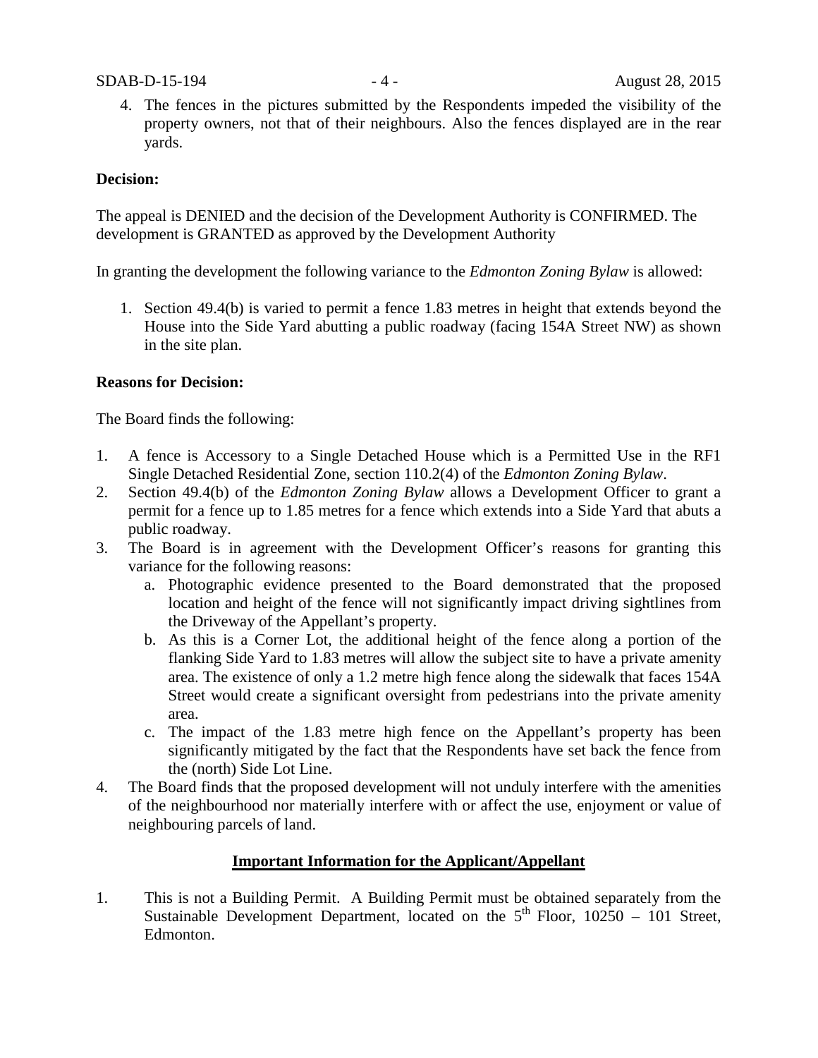4. The fences in the pictures submitted by the Respondents impeded the visibility of the property owners, not that of their neighbours. Also the fences displayed are in the rear yards.

**Decision:**

The appeal is DENIED and the decision of the Development Authority is CONFIRMED. The development is GRANTED as approved by the Development Authority

In granting the development the following variance to the *Edmonton Zoning Bylaw* is allowed:

1. Section 49.4(b) is varied to permit a fence 1.83 metres in height that extends beyond the House into the Side Yard abutting a public roadway (facing 154A Street NW) as shown in the site plan.

**Reasons for Decision:**

The Board finds the following:

1. A fence is Accessory to a Single Detached House which is a Permitted Use in the RF1 Single Detached Residential Zone, section 110.2(4) of the *Edmonton Zoning Bylaw*.
2. Section 49.4(b) of the *Edmonton Zoning Bylaw* allows a Development Officer to grant a permit for a fence up to 1.85 metres for a fence which extends into a Side Yard that abuts a public roadway.
3. The Board is in agreement with the Development Officer's reasons for granting this variance for the following reasons:
   a. Photographic evidence presented to the Board demonstrated that the proposed location and height of the fence will not significantly impact driving sightlines from the Driveway of the Appellant's property.
   b. As this is a Corner Lot, the additional height of the fence along a portion of the flanking Side Yard to 1.83 metres will allow the subject site to have a private amenity area. The existence of only a 1.2 metre high fence along the sidewalk that faces 154A Street would create a significant oversight from pedestrians into the private amenity area.
   c. The impact of the 1.83 metre high fence on the Appellant's property has been significantly mitigated by the fact that the Respondents have set back the fence from the (north) Side Lot Line.
4. The Board finds that the proposed development will not unduly interfere with the amenities of the neighbourhood nor materially interfere with or affect the use, enjoyment or value of neighbouring parcels of land.

## Important Information for the Applicant/Appellant

1. This is not a Building Permit. A Building Permit must be obtained separately from the Sustainable Development Department, located on the 5th Floor, 10250 – 101 Street, Edmonton.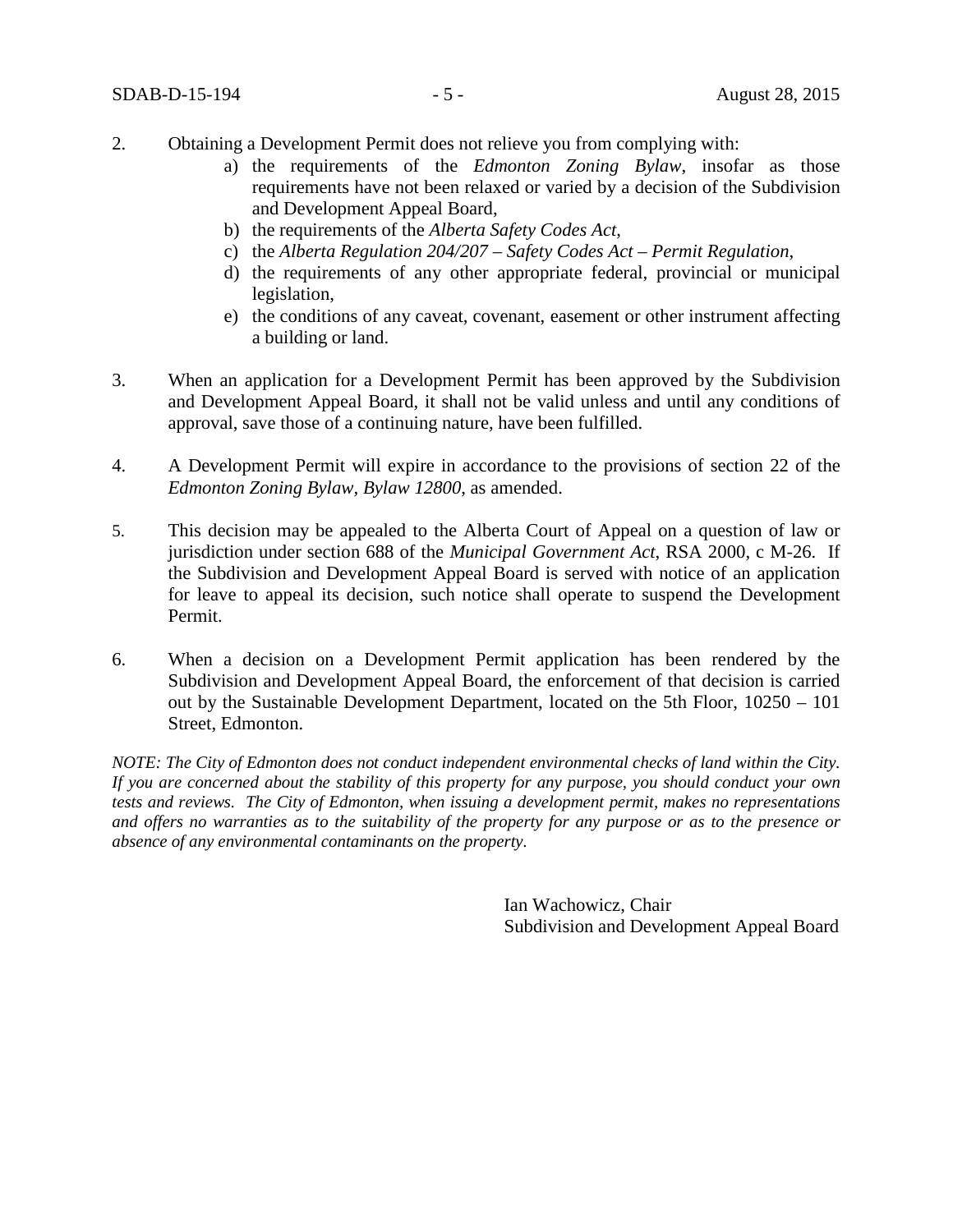2. Obtaining a Development Permit does not relieve you from complying with:
    a) the requirements of the *Edmonton Zoning Bylaw*, insofar as those requirements have not been relaxed or varied by a decision of the Subdivision and Development Appeal Board,
    b) the requirements of the *Alberta Safety Codes Act*,
    c) the *Alberta Regulation 204/207 – Safety Codes Act – Permit Regulation*,
    d) the requirements of any other appropriate federal, provincial or municipal legislation,
    e) the conditions of any caveat, covenant, easement or other instrument affecting a building or land.

3. When an application for a Development Permit has been approved by the Subdivision and Development Appeal Board, it shall not be valid unless and until any conditions of approval, save those of a continuing nature, have been fulfilled.

4. A Development Permit will expire in accordance to the provisions of section 22 of the *Edmonton Zoning Bylaw, Bylaw 12800*, as amended.

5. This decision may be appealed to the Alberta Court of Appeal on a question of law or jurisdiction under section 688 of the *Municipal Government Act*, RSA 2000, c M-26. If the Subdivision and Development Appeal Board is served with notice of an application for leave to appeal its decision, such notice shall operate to suspend the Development Permit.

6. When a decision on a Development Permit application has been rendered by the Subdivision and Development Appeal Board, the enforcement of that decision is carried out by the Sustainable Development Department, located on the 5th Floor, 10250 – 101 Street, Edmonton.

*NOTE: The City of Edmonton does not conduct independent environmental checks of land within the City. If you are concerned about the stability of this property for any purpose, you should conduct your own tests and reviews. The City of Edmonton, when issuing a development permit, makes no representations and offers no warranties as to the suitability of the property for any purpose or as to the presence or absence of any environmental contaminants on the property.*

Ian Wachowicz, Chair
Subdivision and Development Appeal Board